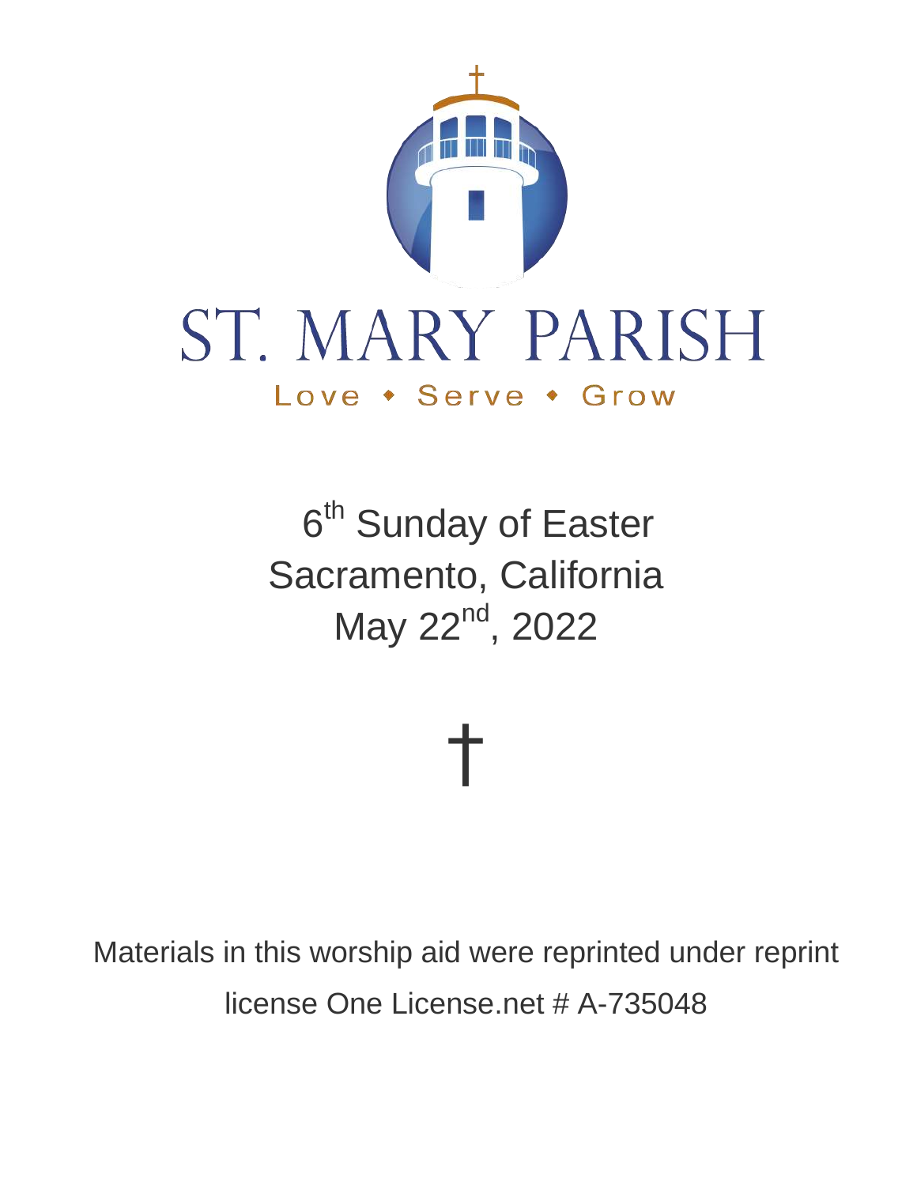# ST. MARY PARISH

Love • Serve • Grow

6th Sunday of Easter
Sacramento, California
May 22nd, 2022

†

Materials in this worship aid were reprinted under reprint license One License.net # A-735048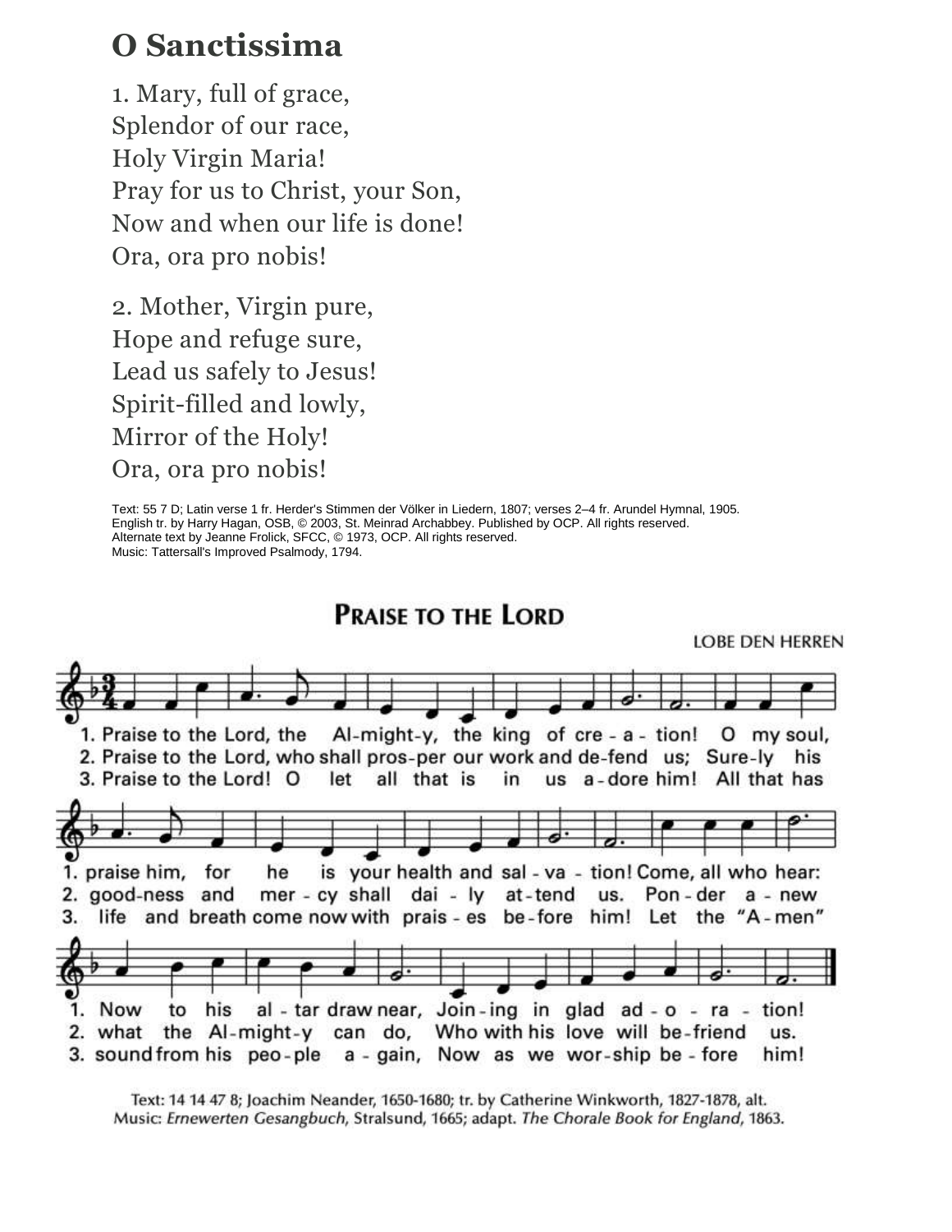# O Sanctissima

1. Mary, full of grace,
Splendor of our race,
Holy Virgin Maria!
Pray for us to Christ, your Son,
Now and when our life is done!
Ora, ora pro nobis!

2. Mother, Virgin pure,
Hope and refuge sure,
Lead us safely to Jesus!
Spirit-filled and lowly,
Mirror of the Holy!
Ora, ora pro nobis!

Text: 55 7 D; Latin verse 1 fr. Herder's Stimmen der Völker in Liedern, 1807; verses 2–4 fr. Arundel Hymnal, 1905.
English tr. by Harry Hagan, OSB, © 2003, St. Meinrad Archabbey. Published by OCP. All rights reserved.
Alternate text by Jeanne Frolick, SFCC, © 1973, OCP. All rights reserved.
Music: Tattersall's Improved Psalmody, 1794.

# PRAISE TO THE LORD

LOBE DEN HERREN

1. Praise to the Lord, the Al-might-y, the king of cre - a - tion! O my soul,
2. Praise to the Lord, who shall pros-per our work and de-fend us; Sure-ly his
3. Praise to the Lord! O let all that is in us a-dore him! All that has

1. praise him, for he is your health and sal - va - tion! Come, all who hear:
2. good-ness and mer - cy shall dai - ly at-tend us. Pon-der a - new
3. life and breath come now with prais - es be-fore him! Let the "A - men"

1. Now to his al - tar draw near, Join-ing in glad ad - o - ra - tion!
2. what the Al-might-y can do, Who with his love will be-friend us.
3. sound from his peo-ple a - gain, Now as we wor-ship be - fore him!

Text: 14 14 47 8; Joachim Neander, 1650-1680; tr. by Catherine Winkworth, 1827-1878, alt.
Music: *Ernewerten Gesangbuch*, Stralsund, 1665; adapt. *The Chorale Book for England*, 1863.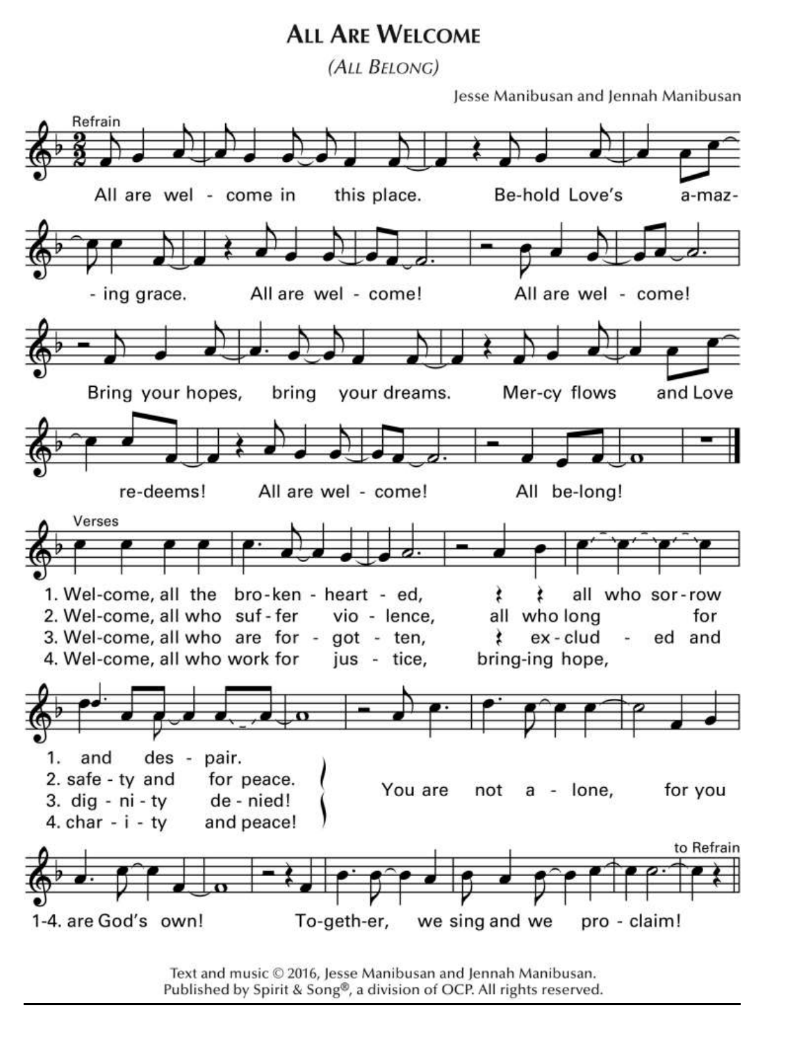# All Are Welcome

*(All Belong)*

Jesse Manibusan and Jennah Manibusan

Refrain

All are wel - come in this place. Be-hold Love's a-maz- - ing grace. All are wel - come! All are wel - come!

Bring your hopes, bring your dreams. Mer-cy flows and Love re-deems! All are wel - come! All be-long!

Verses

1. Wel-come, all the bro-ken - heart - ed, all who sor-row and des - pair.
2. Wel-come, all who suf - fer vio - lence, all who long for safe - ty and for peace.
3. Wel-come, all who are for - got - ten, ex - clud - ed and dig - ni - ty de - nied!
4. Wel-come, all who work for jus - tice, bring-ing hope, char - i - ty and peace!

You are not a - lone, for you

1-4. are God's own! To-geth-er, we sing and we pro - claim!

to Refrain

Text and music © 2016, Jesse Manibusan and Jennah Manibusan.
Published by Spirit & Song®, a division of OCP. All rights reserved.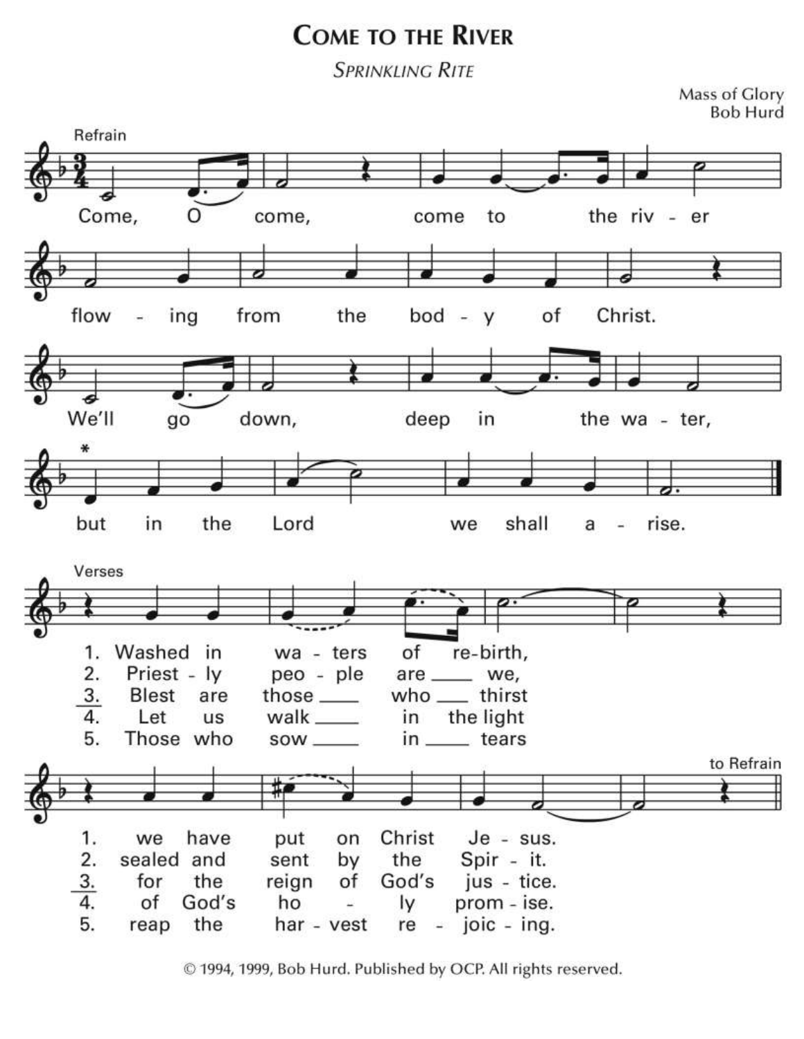# Come to the River

*Sprinkling Rite*

Mass of Glory
Bob Hurd

Refrain

Come, O come, come to the river
flowing from the body of Christ.
We'll go down, deep in the water,
but in the Lord we shall arise.

Verses

1. Washed in waters of rebirth, we have put on Christ Jesus.
2. Priestly people are we, sealed and sent by the Spirit.
3. Blest are those who thirst for the reign of God's justice.
4. Let us walk in the light of God's holy promise.
5. Those who sow in tears reap the harvest rejoicing.

to Refrain

© 1994, 1999, Bob Hurd. Published by OCP. All rights reserved.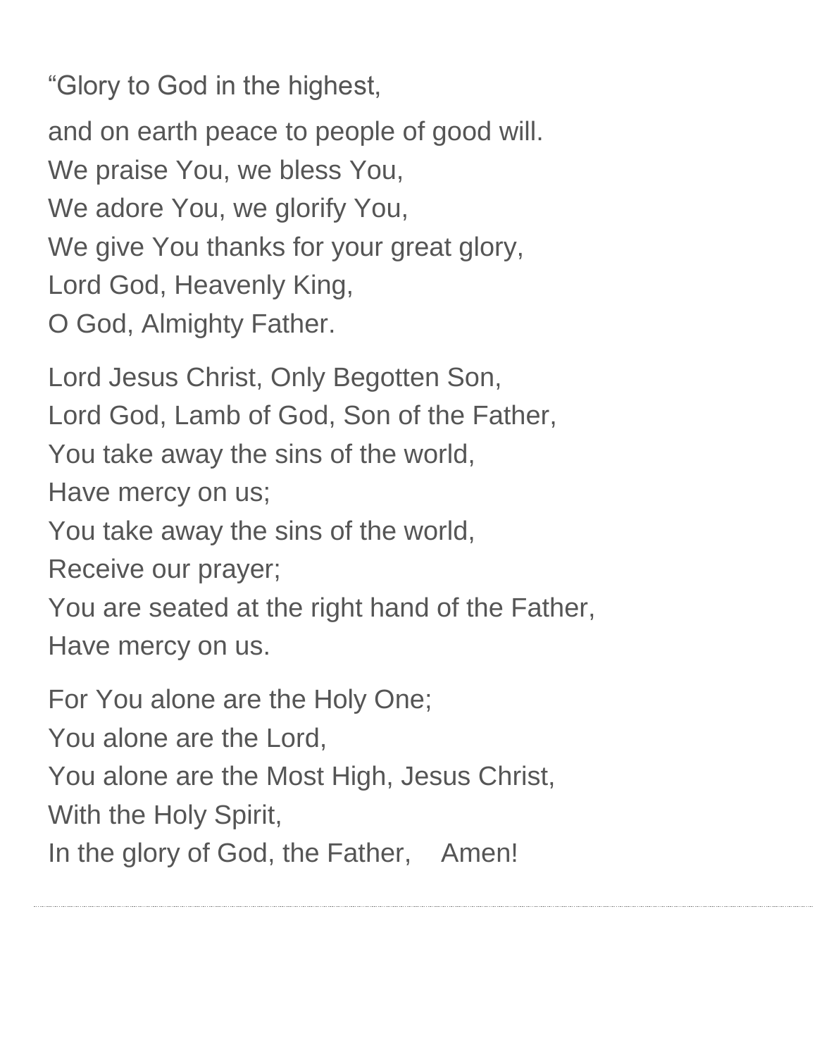“Glory to God in the highest,

and on earth peace to people of good will.  
We praise You, we bless You,  
We adore You, we glorify You,  
We give You thanks for your great glory,  
Lord God, Heavenly King,  
O God, Almighty Father.

Lord Jesus Christ, Only Begotten Son,  
Lord God, Lamb of God, Son of the Father,  
You take away the sins of the world,  
Have mercy on us;  
You take away the sins of the world,  
Receive our prayer;  
You are seated at the right hand of the Father,  
Have mercy on us.

For You alone are the Holy One;  
You alone are the Lord,  
You alone are the Most High, Jesus Christ,  
With the Holy Spirit,  
In the glory of God, the Father,    Amen!

---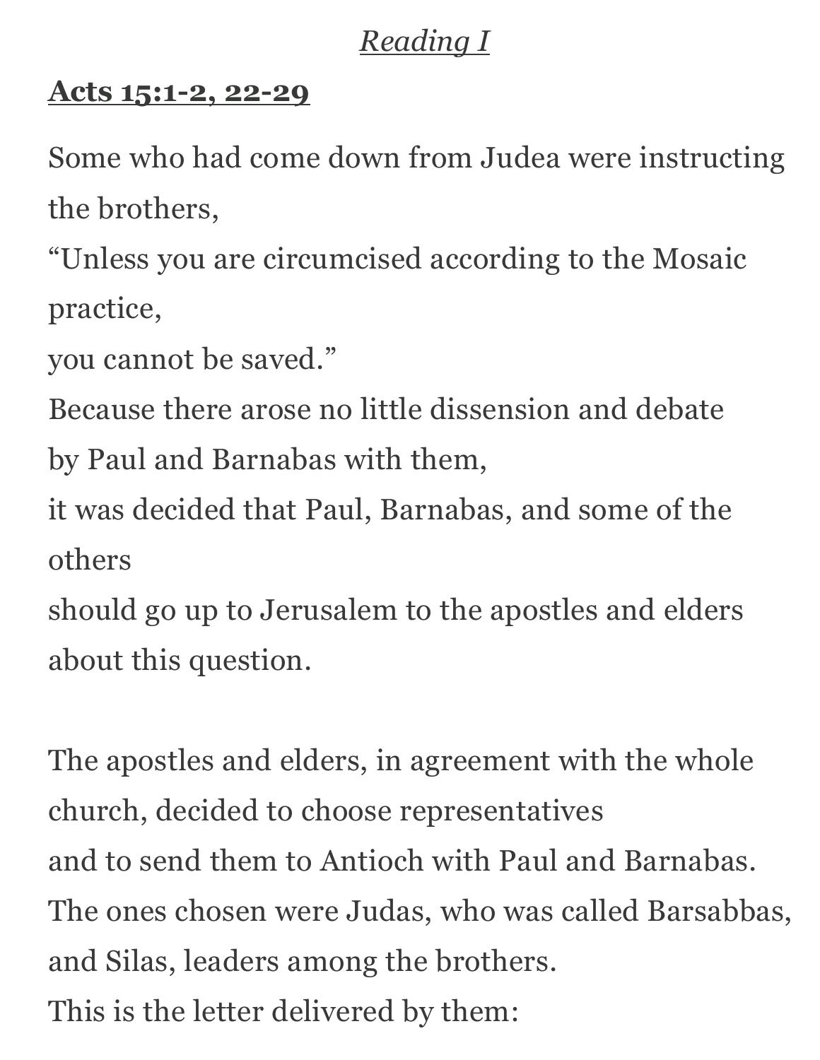*Reading I*

**Acts 15:1-2, 22-29**

Some who had come down from Judea were instructing the brothers,
"Unless you are circumcised according to the Mosaic practice,
you cannot be saved."
Because there arose no little dissension and debate
by Paul and Barnabas with them,
it was decided that Paul, Barnabas, and some of the others
should go up to Jerusalem to the apostles and elders
about this question.

The apostles and elders, in agreement with the whole church, decided to choose representatives
and to send them to Antioch with Paul and Barnabas.
The ones chosen were Judas, who was called Barsabbas,
and Silas, leaders among the brothers.
This is the letter delivered by them: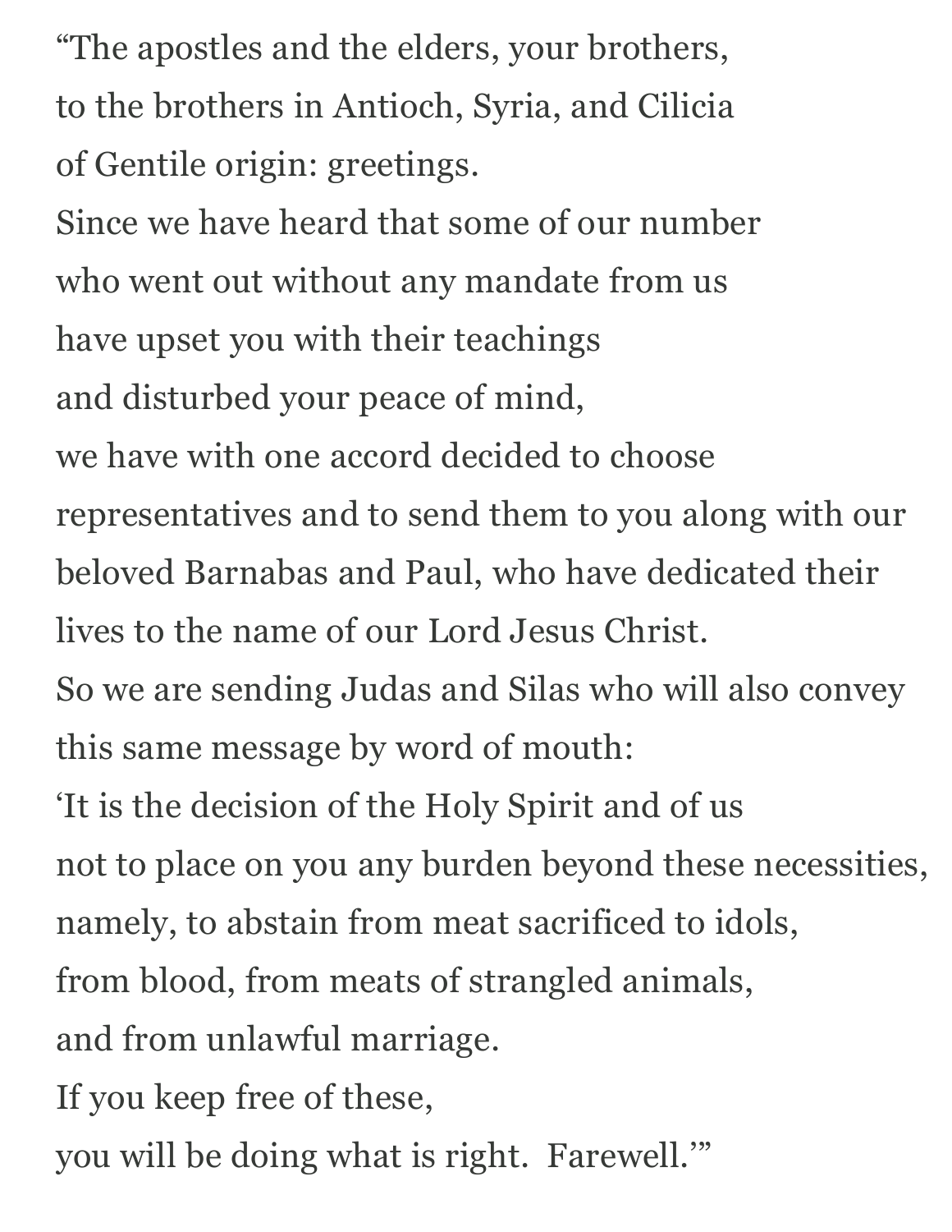"The apostles and the elders, your brothers,  
to the brothers in Antioch, Syria, and Cilicia  
of Gentile origin: greetings.  
Since we have heard that some of our number  
who went out without any mandate from us  
have upset you with their teachings  
and disturbed your peace of mind,  
we have with one accord decided to choose  
representatives and to send them to you along with our beloved Barnabas and Paul, who have dedicated their lives to the name of our Lord Jesus Christ.  
So we are sending Judas and Silas who will also convey this same message by word of mouth:  
'It is the decision of the Holy Spirit and of us  
not to place on you any burden beyond these necessities,  
namely, to abstain from meat sacrificed to idols,  
from blood, from meats of strangled animals,  
and from unlawful marriage.  
If you keep free of these,  
you will be doing what is right.  Farewell.'"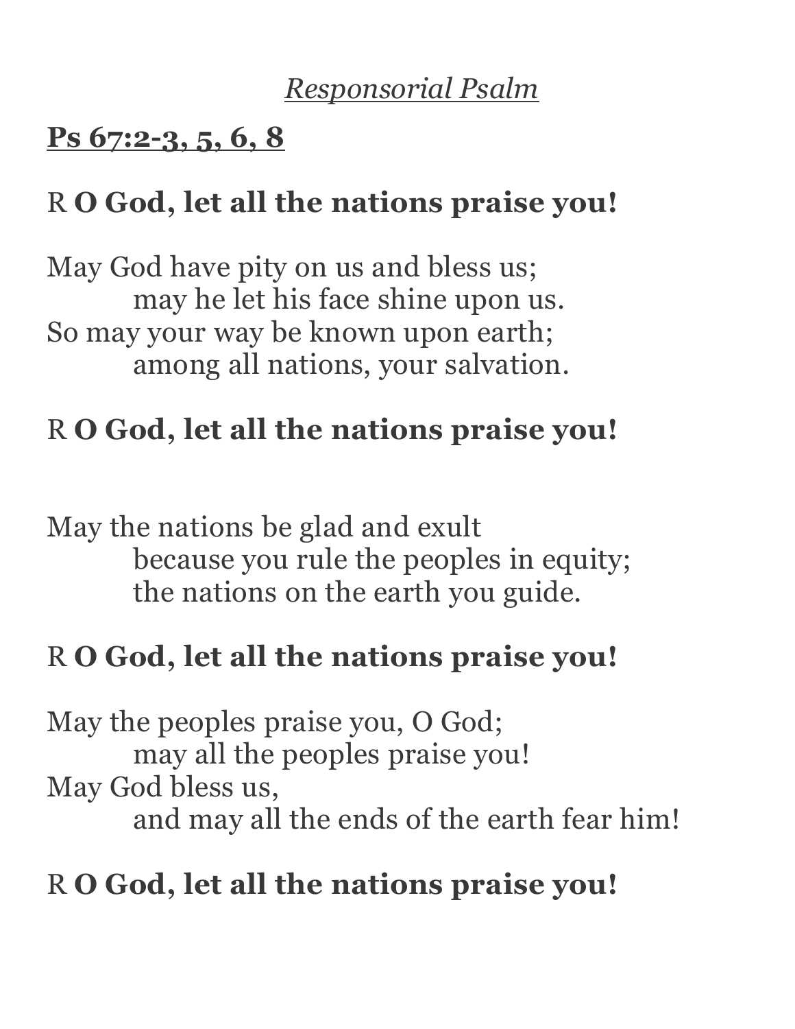*Responsorial Psalm*

**Ps 67:2-3, 5, 6, 8**

R **O God, let all the nations praise you!**

May God have pity on us and bless us;
 may he let his face shine upon us.
So may your way be known upon earth;
 among all nations, your salvation.

R **O God, let all the nations praise you!**

May the nations be glad and exult
 because you rule the peoples in equity;
 the nations on the earth you guide.

R **O God, let all the nations praise you!**

May the peoples praise you, O God;
 may all the peoples praise you!
May God bless us,
 and may all the ends of the earth fear him!

R **O God, let all the nations praise you!**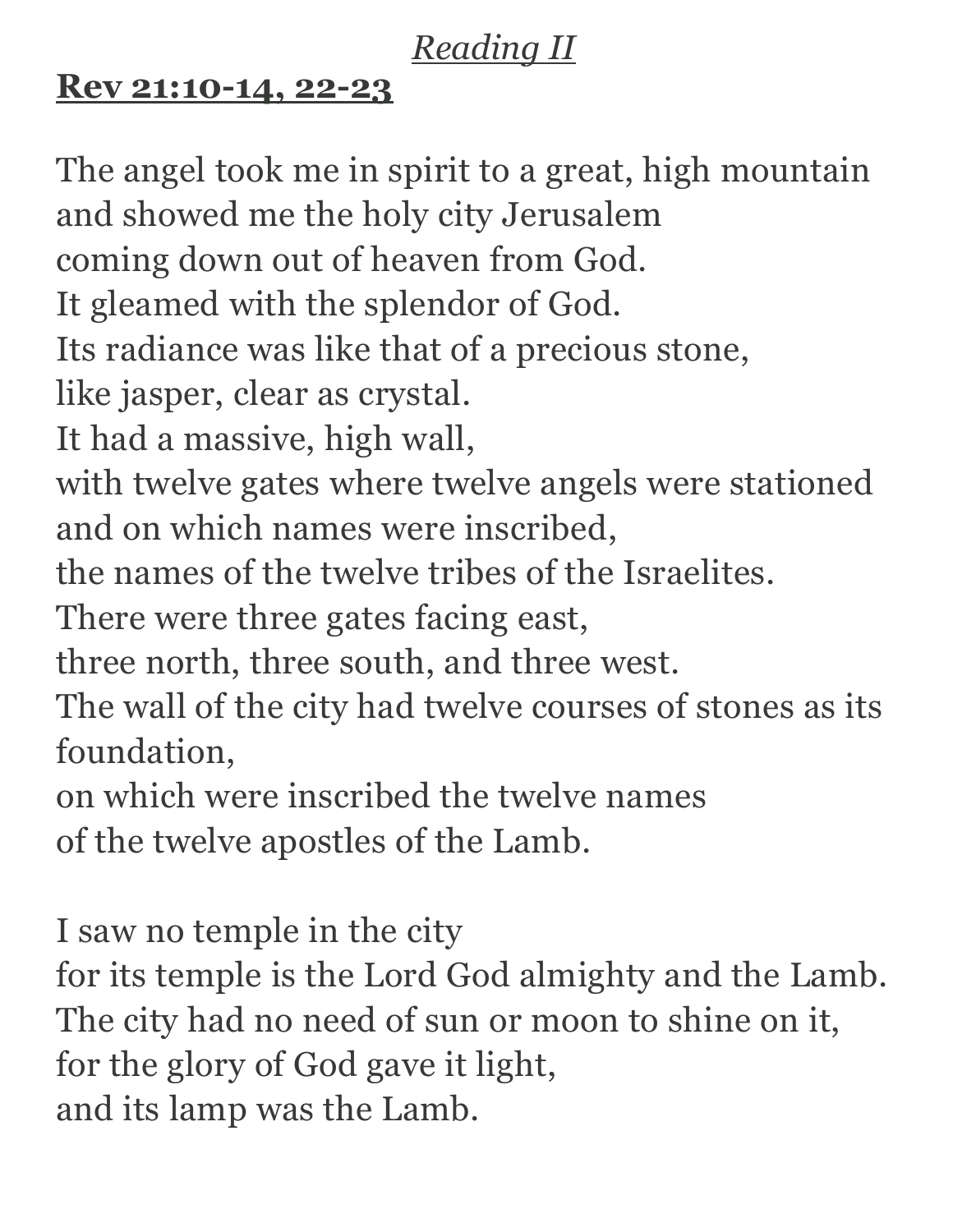*Reading II*

**Rev 21:10-14, 22-23**

The angel took me in spirit to a great, high mountain
and showed me the holy city Jerusalem
coming down out of heaven from God.
It gleamed with the splendor of God.
Its radiance was like that of a precious stone,
like jasper, clear as crystal.
It had a massive, high wall,
with twelve gates where twelve angels were stationed
and on which names were inscribed,
the names of the twelve tribes of the Israelites.
There were three gates facing east,
three north, three south, and three west.
The wall of the city had twelve courses of stones as its foundation,
on which were inscribed the twelve names
of the twelve apostles of the Lamb.

I saw no temple in the city
for its temple is the Lord God almighty and the Lamb.
The city had no need of sun or moon to shine on it,
for the glory of God gave it light,
and its lamp was the Lamb.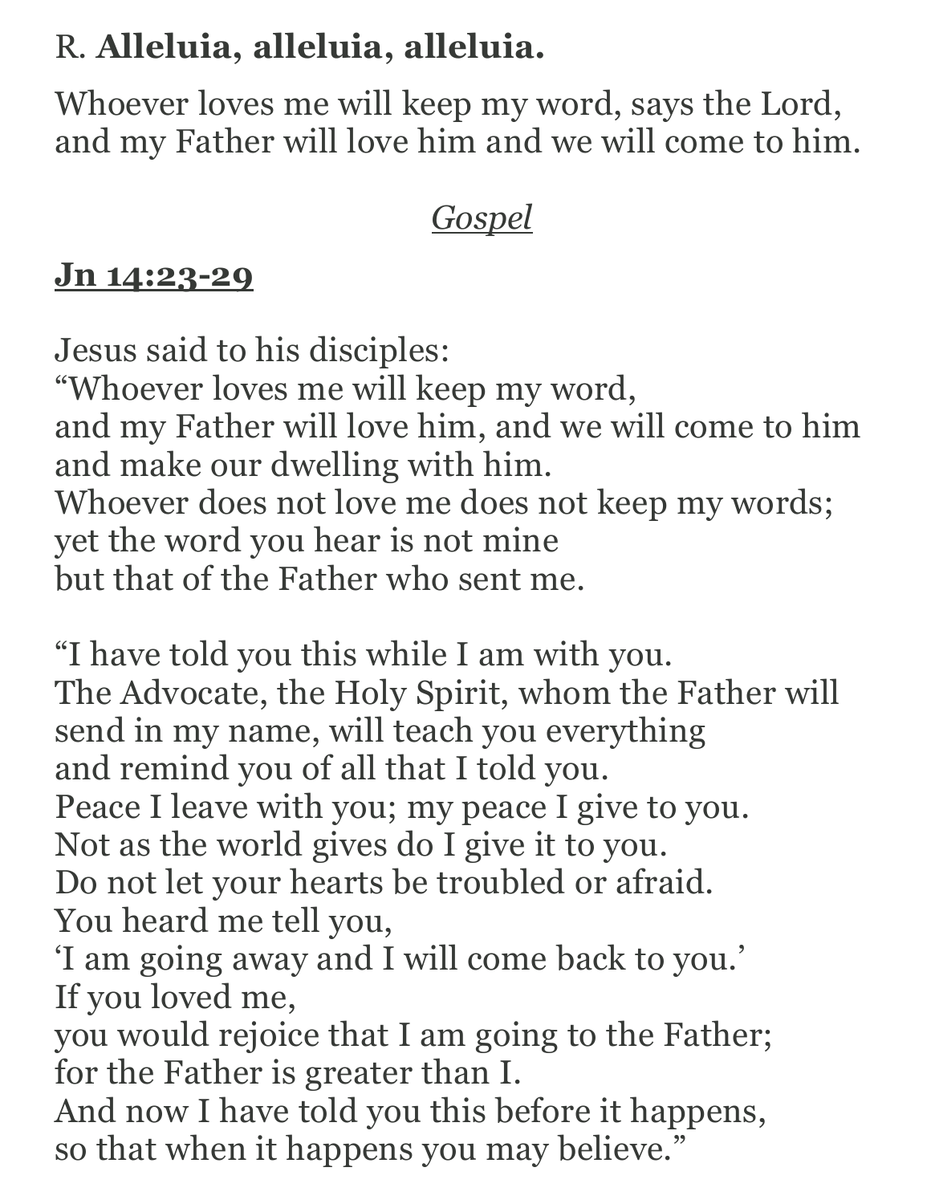R. **Alleluia, alleluia, alleluia.**

Whoever loves me will keep my word, says the Lord,
and my Father will love him and we will come to him.

<u>*Gospel*</u>

<u>**Jn 14:23-29**</u>

Jesus said to his disciples:
"Whoever loves me will keep my word,
and my Father will love him, and we will come to him
and make our dwelling with him.
Whoever does not love me does not keep my words;
yet the word you hear is not mine
but that of the Father who sent me.

"I have told you this while I am with you.
The Advocate, the Holy Spirit, whom the Father will
send in my name, will teach you everything
and remind you of all that I told you.
Peace I leave with you; my peace I give to you.
Not as the world gives do I give it to you.
Do not let your hearts be troubled or afraid.
You heard me tell you,
'I am going away and I will come back to you.'
If you loved me,
you would rejoice that I am going to the Father;
for the Father is greater than I.
And now I have told you this before it happens,
so that when it happens you may believe."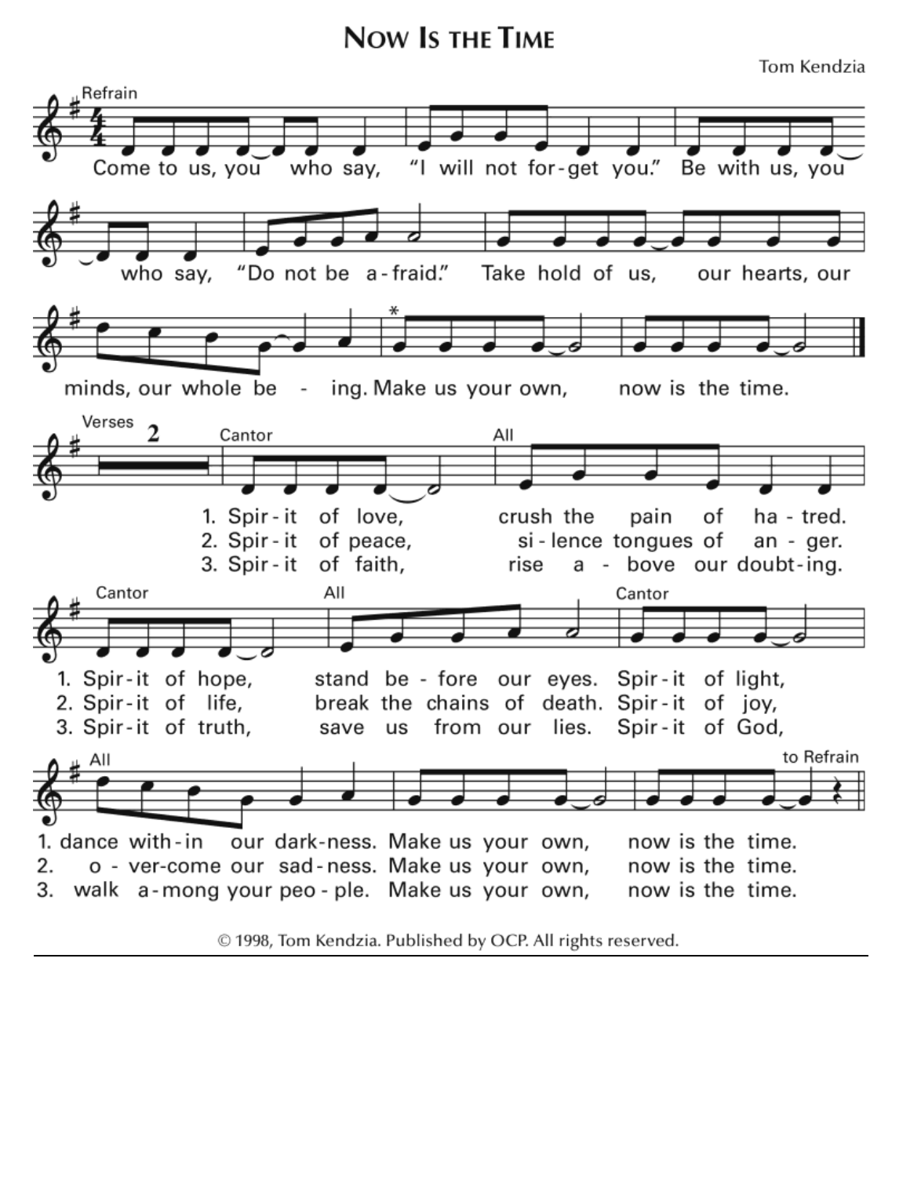# Now Is the Time

Tom Kendzia

**Refrain**

Come to us, you who say, "I will not for-get you." Be with us, you who say, "Do not be a-fraid." Take hold of us, our hearts, our minds, our whole be - ing. Make us your own, now is the time.

**Verses**

Cantor: 1. Spir-it of love, All: crush the pain of ha-tred.
2. Spir-it of peace, si-lence tongues of an-ger.
3. Spir-it of faith, rise a-bove our doubt-ing.

Cantor: 1. Spir-it of hope, All: stand be-fore our eyes. Cantor: Spir-it of light,
2. Spir-it of life, break the chains of death. Spir-it of joy,
3. Spir-it of truth, save us from our lies. Spir-it of God,

All: 1. dance with-in our dark-ness. Make us your own, now is the time.
2. o-ver-come our sad-ness. Make us your own, now is the time.
3. walk a-mong your peo-ple. Make us your own, now is the time.

to Refrain

© 1998, Tom Kendzia. Published by OCP. All rights reserved.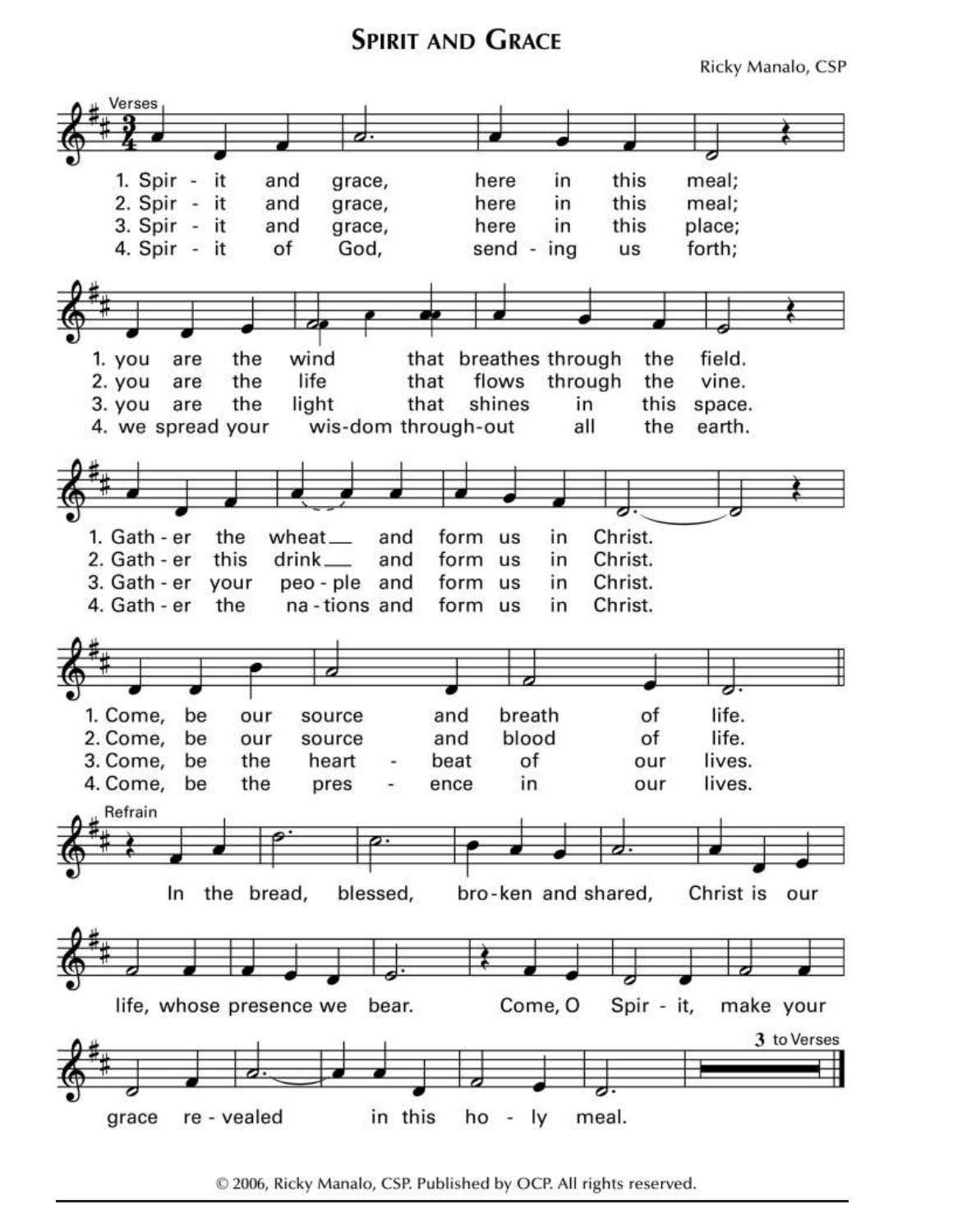# Spirit and Grace

Ricky Manalo, CSP

**Verses**

1. Spir - it and grace, here in this meal;
you are the wind that breathes through the field.
Gath - er the wheat and form us in Christ.
Come, be our source and breath of life.

2. Spir - it and grace, here in this meal;
you are the life that flows through the vine.
Gath - er this drink and form us in Christ.
Come, be our source and blood of life.

3. Spir - it and grace, here in this place;
you are the light that shines in this space.
Gath - er your peo - ple and form us in Christ.
Come, be the heart - beat of our lives.

4. Spir - it of God, send - ing us forth;
we spread your wis-dom through-out all the earth.
Gath - er the na - tions and form us in Christ.
Come, be the pres - ence in our lives.

**Refrain**

In the bread, blessed, bro-ken and shared, Christ is our life, whose presence we bear. Come, O Spir - it, make your grace re - vealed in this ho - ly meal.

3 to Verses

© 2006, Ricky Manalo, CSP. Published by OCP. All rights reserved.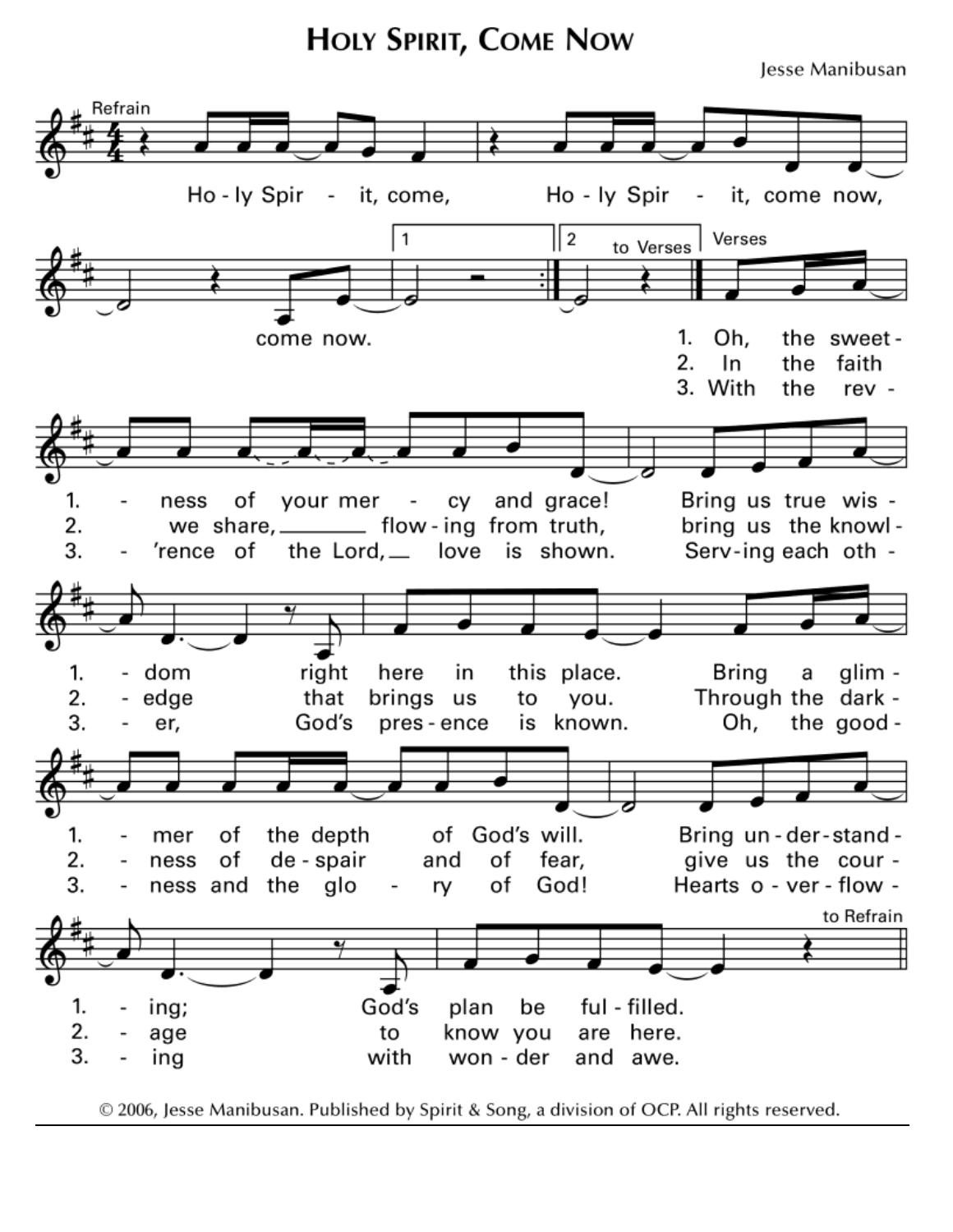# Holy Spirit, Come Now

Jesse Manibusan

Refrain

Ho - ly Spir - it, come, Ho - ly Spir - it, come now, come now.

1 | 2 to Verses

Verses

1. Oh, the sweet - ness of your mer - cy and grace! Bring us true wis - dom right here in this place. Bring a glim - mer of the depth of God's will. Bring un - der - stand - ing; God's plan be ful - filled.
2. In the faith we share, flow - ing from truth, bring us the knowl - edge that brings us to you. Through the dark - ness of de - spair and of fear, give us the cour - age to know you are here.
3. With the rev - 'rence of the Lord, love is shown. Serv - ing each oth - er, God's pres - ence is known. Oh, the good - ness and the glo - ry of God! Hearts o - ver - flow - ing with won - der and awe.

to Refrain

© 2006, Jesse Manibusan. Published by Spirit & Song, a division of OCP. All rights reserved.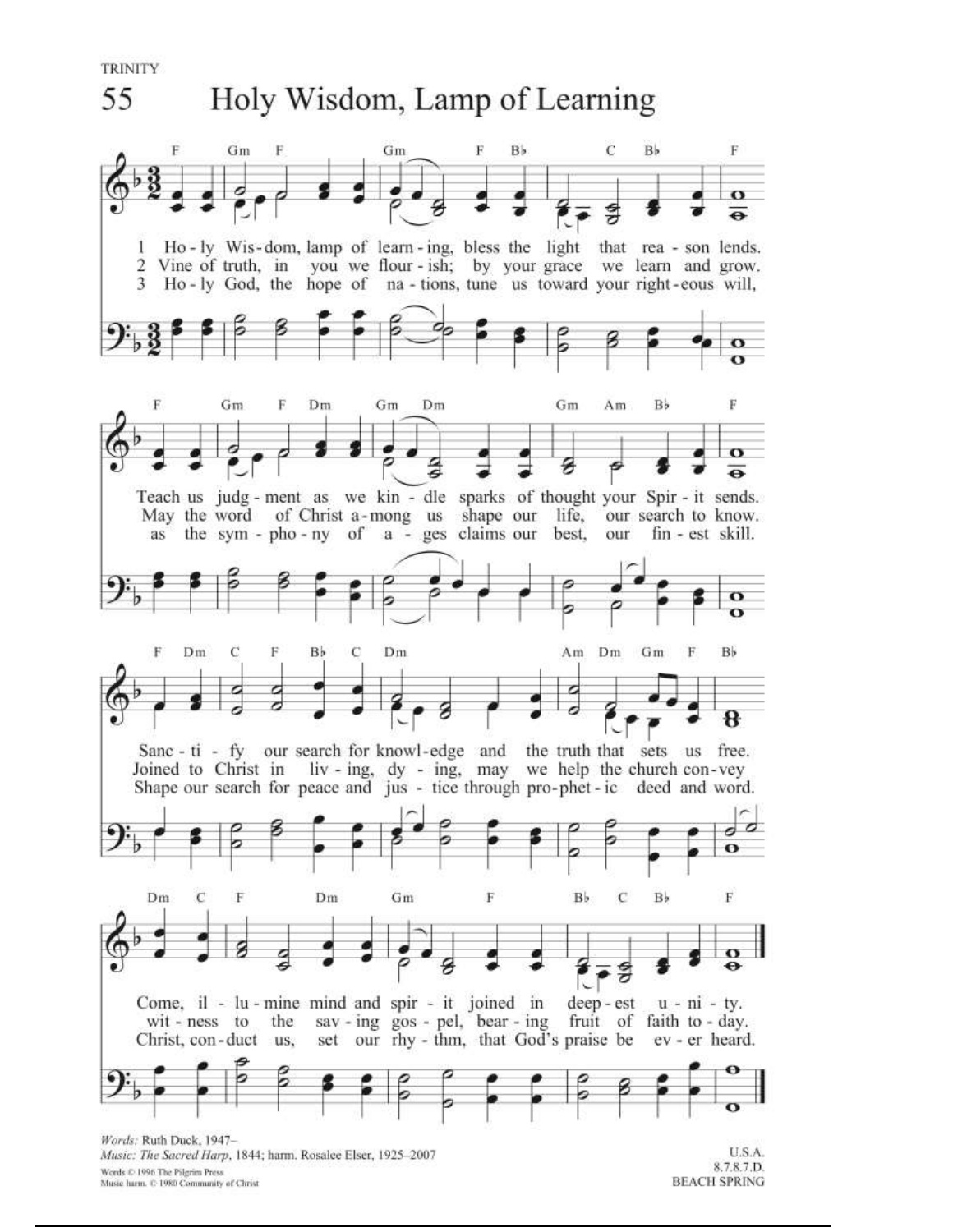TRINITY

# 55 Holy Wisdom, Lamp of Learning

1 Holy Wisdom, lamp of learning, bless the light that reason lends.
Teach us judgment as we kindle sparks of thought your Spirit sends.
Sanctify our search for knowledge and the truth that sets us free.
Come, illumine mind and spirit joined in deepest unity.

2 Vine of truth, in you we flourish; by your grace we learn and grow.
May the word of Christ among us shape our life, our search to know.
Joined to Christ in living, dying, may we help the church convey
witness to the saving gospel, bearing fruit of faith today.

3 Holy God, the hope of nations, tune us toward your righteous will,
as the symphony of ages claims our best, our finest skill.
Shape our search for peace and justice through prophetic deed and word.
Christ, conduct us, set our rhythm, that God's praise be ever heard.

*Words:* Ruth Duck, 1947–
*Music:* *The Sacred Harp*, 1844; harm. Rosalee Elser, 1925–2007
Words © 1996 The Pilgrim Press
Music harm. © 1980 Community of Christ

U.S.A.
8.7.8.7.D.
BEACH SPRING